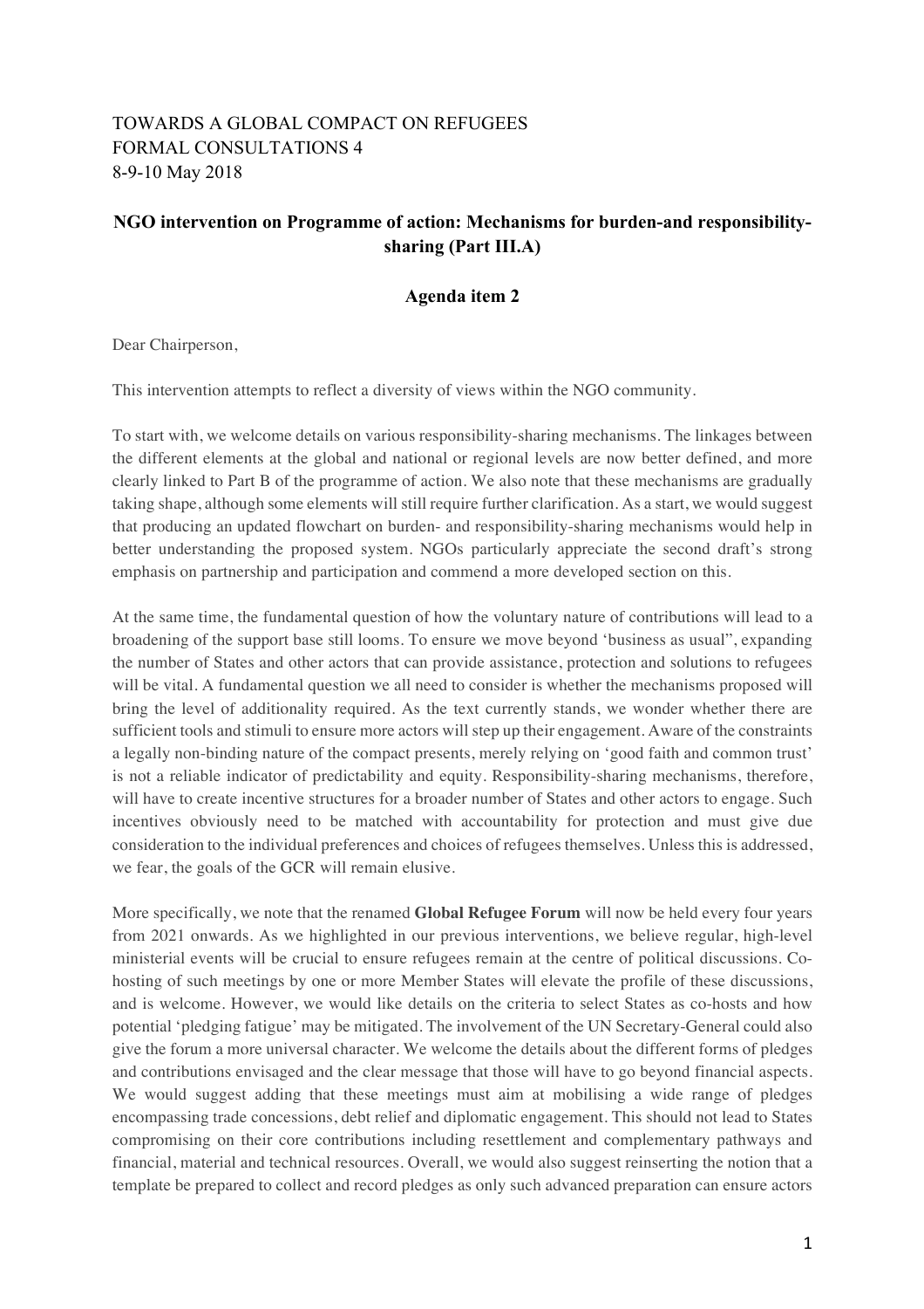TOWARDS A GLOBAL COMPACT ON REFUGEES
FORMAL CONSULTATIONS 4
8-9-10 May 2018

## NGO intervention on Programme of action: Mechanisms for burden-and responsibility-sharing (Part III.A)

### Agenda item 2

Dear Chairperson,

This intervention attempts to reflect a diversity of views within the NGO community.

To start with, we welcome details on various responsibility-sharing mechanisms. The linkages between the different elements at the global and national or regional levels are now better defined, and more clearly linked to Part B of the programme of action. We also note that these mechanisms are gradually taking shape, although some elements will still require further clarification. As a start, we would suggest that producing an updated flowchart on burden- and responsibility-sharing mechanisms would help in better understanding the proposed system. NGOs particularly appreciate the second draft's strong emphasis on partnership and participation and commend a more developed section on this.

At the same time, the fundamental question of how the voluntary nature of contributions will lead to a broadening of the support base still looms. To ensure we move beyond 'business as usual", expanding the number of States and other actors that can provide assistance, protection and solutions to refugees will be vital. A fundamental question we all need to consider is whether the mechanisms proposed will bring the level of additionality required. As the text currently stands, we wonder whether there are sufficient tools and stimuli to ensure more actors will step up their engagement. Aware of the constraints a legally non-binding nature of the compact presents, merely relying on 'good faith and common trust' is not a reliable indicator of predictability and equity. Responsibility-sharing mechanisms, therefore, will have to create incentive structures for a broader number of States and other actors to engage. Such incentives obviously need to be matched with accountability for protection and must give due consideration to the individual preferences and choices of refugees themselves. Unless this is addressed, we fear, the goals of the GCR will remain elusive.

More specifically, we note that the renamed **Global Refugee Forum** will now be held every four years from 2021 onwards. As we highlighted in our previous interventions, we believe regular, high-level ministerial events will be crucial to ensure refugees remain at the centre of political discussions. Co-hosting of such meetings by one or more Member States will elevate the profile of these discussions, and is welcome. However, we would like details on the criteria to select States as co-hosts and how potential 'pledging fatigue' may be mitigated. The involvement of the UN Secretary-General could also give the forum a more universal character. We welcome the details about the different forms of pledges and contributions envisaged and the clear message that those will have to go beyond financial aspects. We would suggest adding that these meetings must aim at mobilising a wide range of pledges encompassing trade concessions, debt relief and diplomatic engagement. This should not lead to States compromising on their core contributions including resettlement and complementary pathways and financial, material and technical resources. Overall, we would also suggest reinserting the notion that a template be prepared to collect and record pledges as only such advanced preparation can ensure actors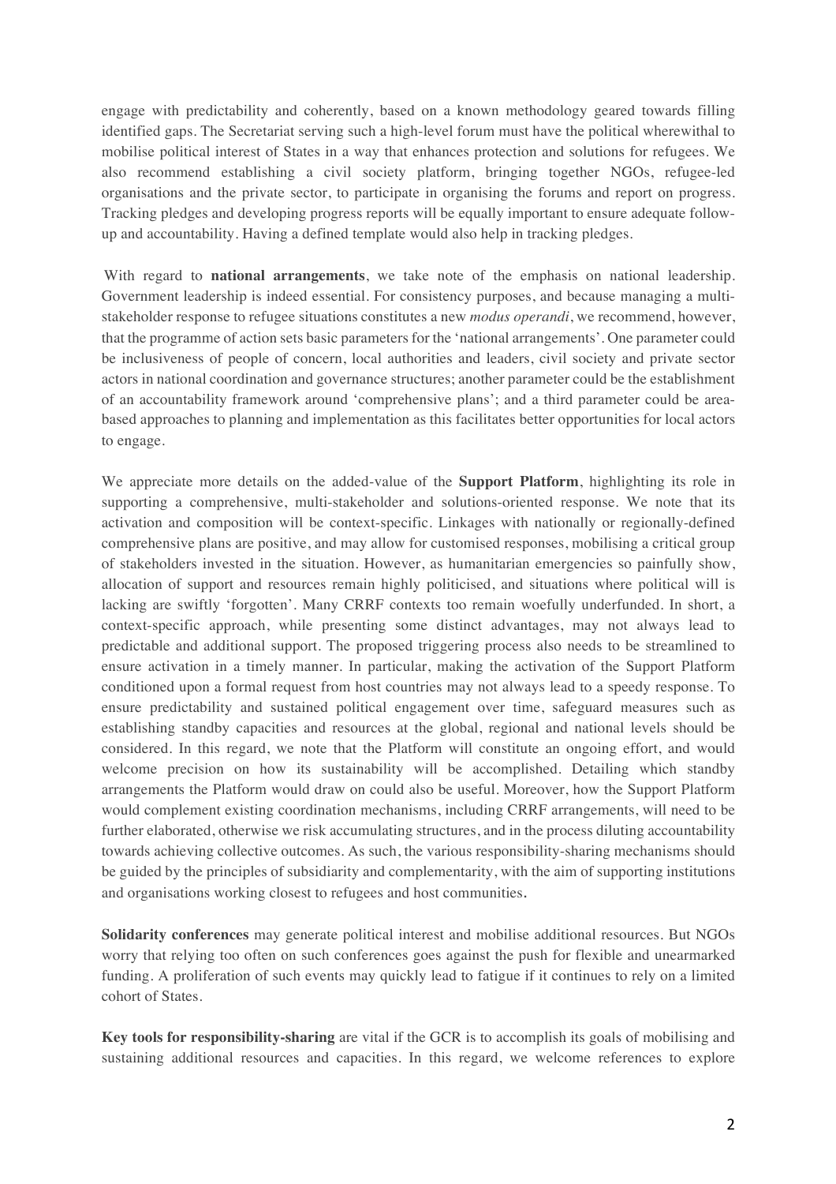engage with predictability and coherently, based on a known methodology geared towards filling identified gaps. The Secretariat serving such a high-level forum must have the political wherewithal to mobilise political interest of States in a way that enhances protection and solutions for refugees. We also recommend establishing a civil society platform, bringing together NGOs, refugee-led organisations and the private sector, to participate in organising the forums and report on progress. Tracking pledges and developing progress reports will be equally important to ensure adequate follow-up and accountability. Having a defined template would also help in tracking pledges.

With regard to **national arrangements**, we take note of the emphasis on national leadership. Government leadership is indeed essential. For consistency purposes, and because managing a multi-stakeholder response to refugee situations constitutes a new *modus operandi*, we recommend, however, that the programme of action sets basic parameters for the 'national arrangements'. One parameter could be inclusiveness of people of concern, local authorities and leaders, civil society and private sector actors in national coordination and governance structures; another parameter could be the establishment of an accountability framework around 'comprehensive plans'; and a third parameter could be area-based approaches to planning and implementation as this facilitates better opportunities for local actors to engage.

We appreciate more details on the added-value of the **Support Platform**, highlighting its role in supporting a comprehensive, multi-stakeholder and solutions-oriented response. We note that its activation and composition will be context-specific. Linkages with nationally or regionally-defined comprehensive plans are positive, and may allow for customised responses, mobilising a critical group of stakeholders invested in the situation. However, as humanitarian emergencies so painfully show, allocation of support and resources remain highly politicised, and situations where political will is lacking are swiftly 'forgotten'. Many CRRF contexts too remain woefully underfunded. In short, a context-specific approach, while presenting some distinct advantages, may not always lead to predictable and additional support. The proposed triggering process also needs to be streamlined to ensure activation in a timely manner. In particular, making the activation of the Support Platform conditioned upon a formal request from host countries may not always lead to a speedy response. To ensure predictability and sustained political engagement over time, safeguard measures such as establishing standby capacities and resources at the global, regional and national levels should be considered. In this regard, we note that the Platform will constitute an ongoing effort, and would welcome precision on how its sustainability will be accomplished. Detailing which standby arrangements the Platform would draw on could also be useful. Moreover, how the Support Platform would complement existing coordination mechanisms, including CRRF arrangements, will need to be further elaborated, otherwise we risk accumulating structures, and in the process diluting accountability towards achieving collective outcomes. As such, the various responsibility-sharing mechanisms should be guided by the principles of subsidiarity and complementarity, with the aim of supporting institutions and organisations working closest to refugees and host communities.

**Solidarity conferences** may generate political interest and mobilise additional resources. But NGOs worry that relying too often on such conferences goes against the push for flexible and unearmarked funding. A proliferation of such events may quickly lead to fatigue if it continues to rely on a limited cohort of States.

**Key tools for responsibility-sharing** are vital if the GCR is to accomplish its goals of mobilising and sustaining additional resources and capacities. In this regard, we welcome references to explore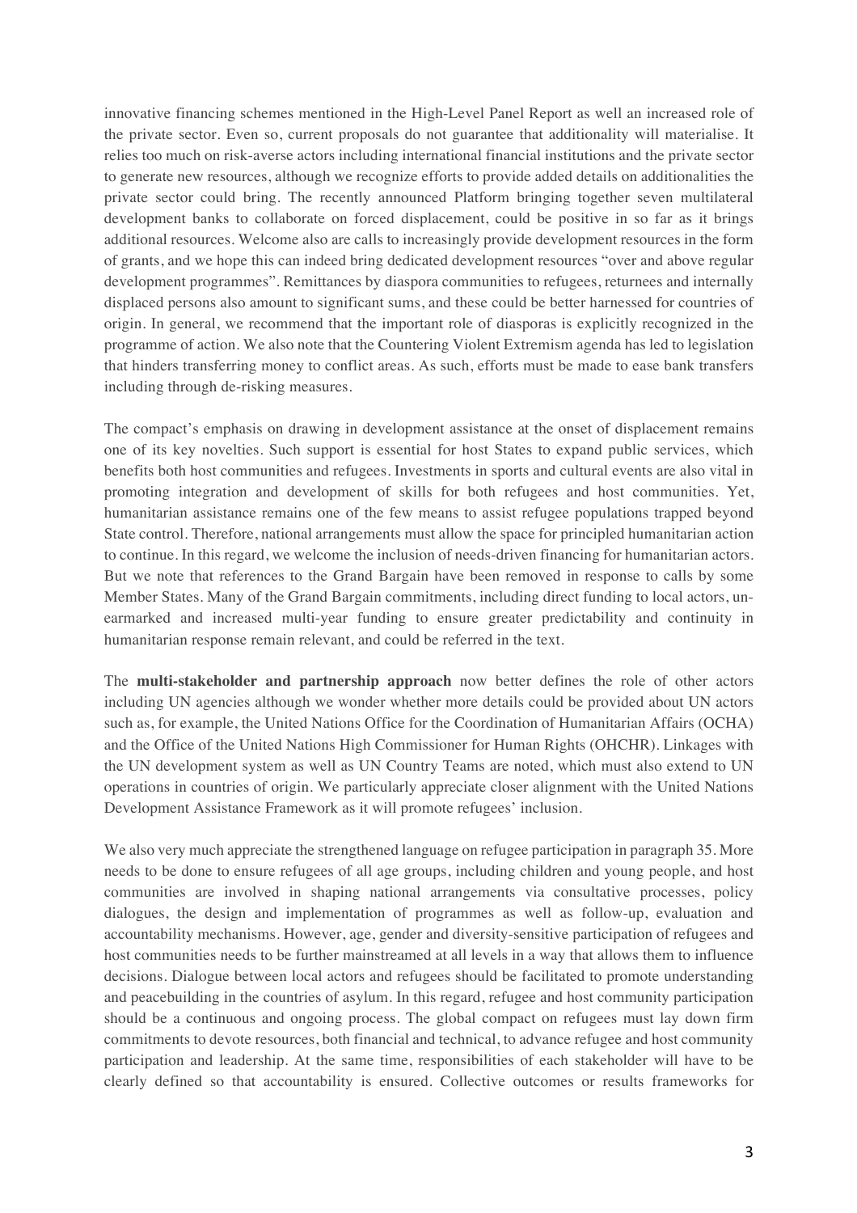innovative financing schemes mentioned in the High-Level Panel Report as well an increased role of the private sector. Even so, current proposals do not guarantee that additionality will materialise. It relies too much on risk-averse actors including international financial institutions and the private sector to generate new resources, although we recognize efforts to provide added details on additionalities the private sector could bring. The recently announced Platform bringing together seven multilateral development banks to collaborate on forced displacement, could be positive in so far as it brings additional resources. Welcome also are calls to increasingly provide development resources in the form of grants, and we hope this can indeed bring dedicated development resources "over and above regular development programmes". Remittances by diaspora communities to refugees, returnees and internally displaced persons also amount to significant sums, and these could be better harnessed for countries of origin. In general, we recommend that the important role of diasporas is explicitly recognized in the programme of action. We also note that the Countering Violent Extremism agenda has led to legislation that hinders transferring money to conflict areas. As such, efforts must be made to ease bank transfers including through de-risking measures.

The compact's emphasis on drawing in development assistance at the onset of displacement remains one of its key novelties. Such support is essential for host States to expand public services, which benefits both host communities and refugees. Investments in sports and cultural events are also vital in promoting integration and development of skills for both refugees and host communities. Yet, humanitarian assistance remains one of the few means to assist refugee populations trapped beyond State control. Therefore, national arrangements must allow the space for principled humanitarian action to continue. In this regard, we welcome the inclusion of needs-driven financing for humanitarian actors. But we note that references to the Grand Bargain have been removed in response to calls by some Member States. Many of the Grand Bargain commitments, including direct funding to local actors, un-earmarked and increased multi-year funding to ensure greater predictability and continuity in humanitarian response remain relevant, and could be referred in the text.

The **multi-stakeholder and partnership approach** now better defines the role of other actors including UN agencies although we wonder whether more details could be provided about UN actors such as, for example, the United Nations Office for the Coordination of Humanitarian Affairs (OCHA) and the Office of the United Nations High Commissioner for Human Rights (OHCHR). Linkages with the UN development system as well as UN Country Teams are noted, which must also extend to UN operations in countries of origin. We particularly appreciate closer alignment with the United Nations Development Assistance Framework as it will promote refugees' inclusion.

We also very much appreciate the strengthened language on refugee participation in paragraph 35. More needs to be done to ensure refugees of all age groups, including children and young people, and host communities are involved in shaping national arrangements via consultative processes, policy dialogues, the design and implementation of programmes as well as follow-up, evaluation and accountability mechanisms. However, age, gender and diversity-sensitive participation of refugees and host communities needs to be further mainstreamed at all levels in a way that allows them to influence decisions. Dialogue between local actors and refugees should be facilitated to promote understanding and peacebuilding in the countries of asylum. In this regard, refugee and host community participation should be a continuous and ongoing process. The global compact on refugees must lay down firm commitments to devote resources, both financial and technical, to advance refugee and host community participation and leadership. At the same time, responsibilities of each stakeholder will have to be clearly defined so that accountability is ensured. Collective outcomes or results frameworks for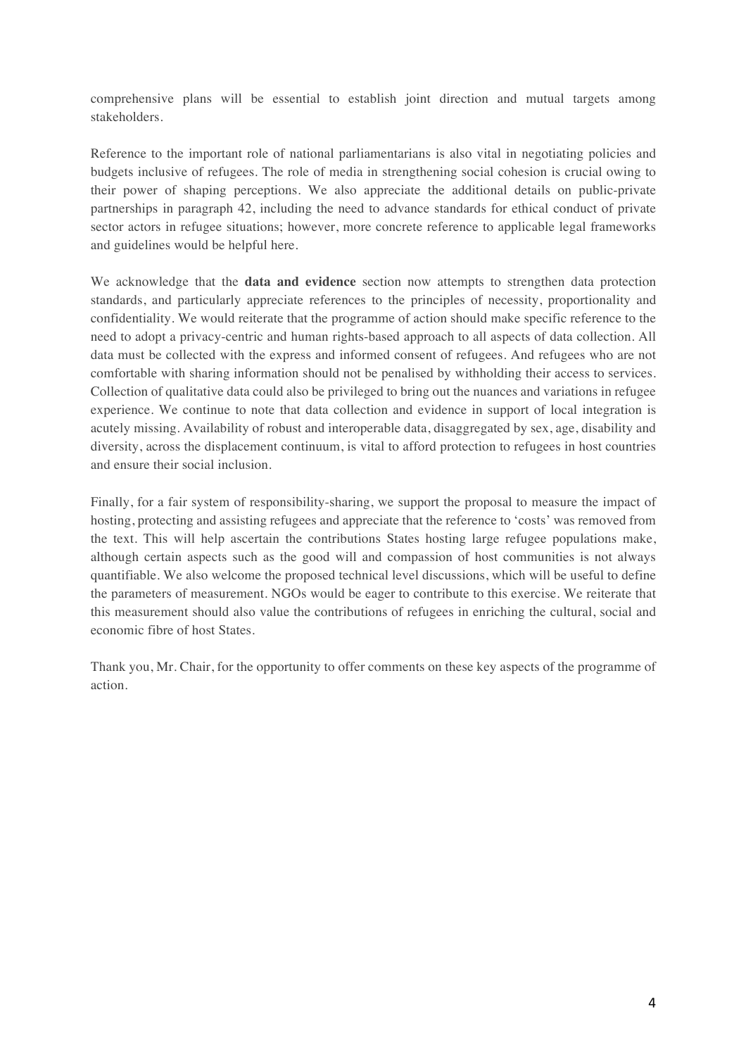comprehensive plans will be essential to establish joint direction and mutual targets among stakeholders.

Reference to the important role of national parliamentarians is also vital in negotiating policies and budgets inclusive of refugees. The role of media in strengthening social cohesion is crucial owing to their power of shaping perceptions. We also appreciate the additional details on public-private partnerships in paragraph 42, including the need to advance standards for ethical conduct of private sector actors in refugee situations; however, more concrete reference to applicable legal frameworks and guidelines would be helpful here.

We acknowledge that the **data and evidence** section now attempts to strengthen data protection standards, and particularly appreciate references to the principles of necessity, proportionality and confidentiality. We would reiterate that the programme of action should make specific reference to the need to adopt a privacy-centric and human rights-based approach to all aspects of data collection. All data must be collected with the express and informed consent of refugees. And refugees who are not comfortable with sharing information should not be penalised by withholding their access to services. Collection of qualitative data could also be privileged to bring out the nuances and variations in refugee experience. We continue to note that data collection and evidence in support of local integration is acutely missing. Availability of robust and interoperable data, disaggregated by sex, age, disability and diversity, across the displacement continuum, is vital to afford protection to refugees in host countries and ensure their social inclusion.

Finally, for a fair system of responsibility-sharing, we support the proposal to measure the impact of hosting, protecting and assisting refugees and appreciate that the reference to 'costs' was removed from the text. This will help ascertain the contributions States hosting large refugee populations make, although certain aspects such as the good will and compassion of host communities is not always quantifiable. We also welcome the proposed technical level discussions, which will be useful to define the parameters of measurement. NGOs would be eager to contribute to this exercise. We reiterate that this measurement should also value the contributions of refugees in enriching the cultural, social and economic fibre of host States.

Thank you, Mr. Chair, for the opportunity to offer comments on these key aspects of the programme of action.